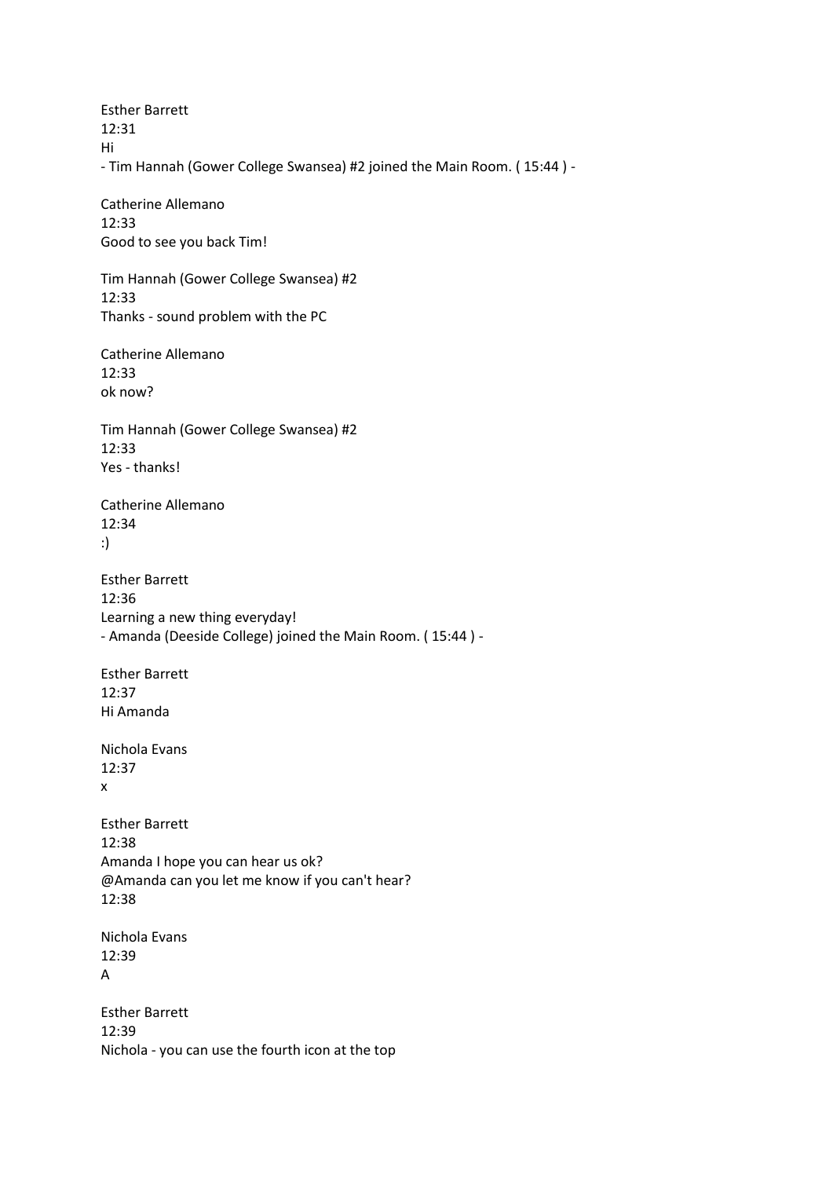Esther Barrett
12:31
Hi
- Tim Hannah (Gower College Swansea) #2 joined the Main Room. ( 15:44 ) -

Catherine Allemano
12:33
Good to see you back Tim!

Tim Hannah (Gower College Swansea) #2
12:33
Thanks - sound problem with the PC

Catherine Allemano
12:33
ok now?

Tim Hannah (Gower College Swansea) #2
12:33
Yes - thanks!

Catherine Allemano
12:34
:)

Esther Barrett
12:36
Learning a new thing everyday!
- Amanda (Deeside College) joined the Main Room. ( 15:44 ) -

Esther Barrett
12:37
Hi Amanda

Nichola Evans
12:37
x

Esther Barrett
12:38
Amanda I hope you can hear us ok?
@Amanda can you let me know if you can't hear?
12:38

Nichola Evans
12:39
A

Esther Barrett
12:39
Nichola - you can use the fourth icon at the top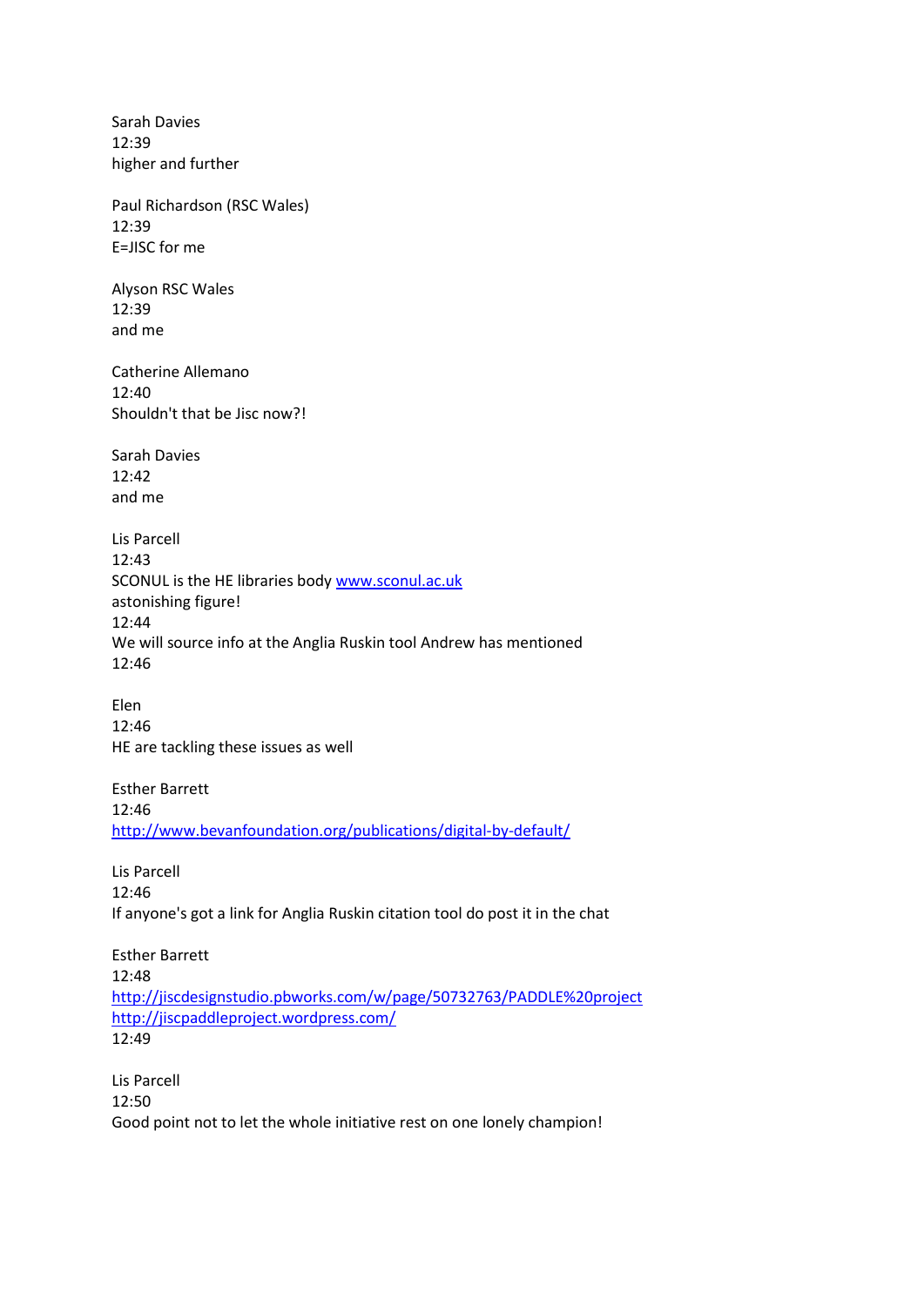Sarah Davies
12:39
higher and further

Paul Richardson (RSC Wales)
12:39
E=JISC for me

Alyson RSC Wales
12:39
and me

Catherine Allemano
12:40
Shouldn't that be Jisc now?!

Sarah Davies
12:42
and me

Lis Parcell
12:43
SCONUL is the HE libraries body [www.sconul.ac.uk](www.sconul.ac.uk)
astonishing figure!
12:44
We will source info at the Anglia Ruskin tool Andrew has mentioned
12:46

Elen
12:46
HE are tackling these issues as well

Esther Barrett
12:46
[http://www.bevanfoundation.org/publications/digital-by-default/](http://www.bevanfoundation.org/publications/digital-by-default/)

Lis Parcell
12:46
If anyone's got a link for Anglia Ruskin citation tool do post it in the chat

Esther Barrett
12:48
[http://jiscdesignstudio.pbworks.com/w/page/50732763/PADDLE%20project](http://jiscdesignstudio.pbworks.com/w/page/50732763/PADDLE%20project)
[http://jiscpaddleproject.wordpress.com/](http://jiscpaddleproject.wordpress.com/)
12:49

Lis Parcell
12:50
Good point not to let the whole initiative rest on one lonely champion!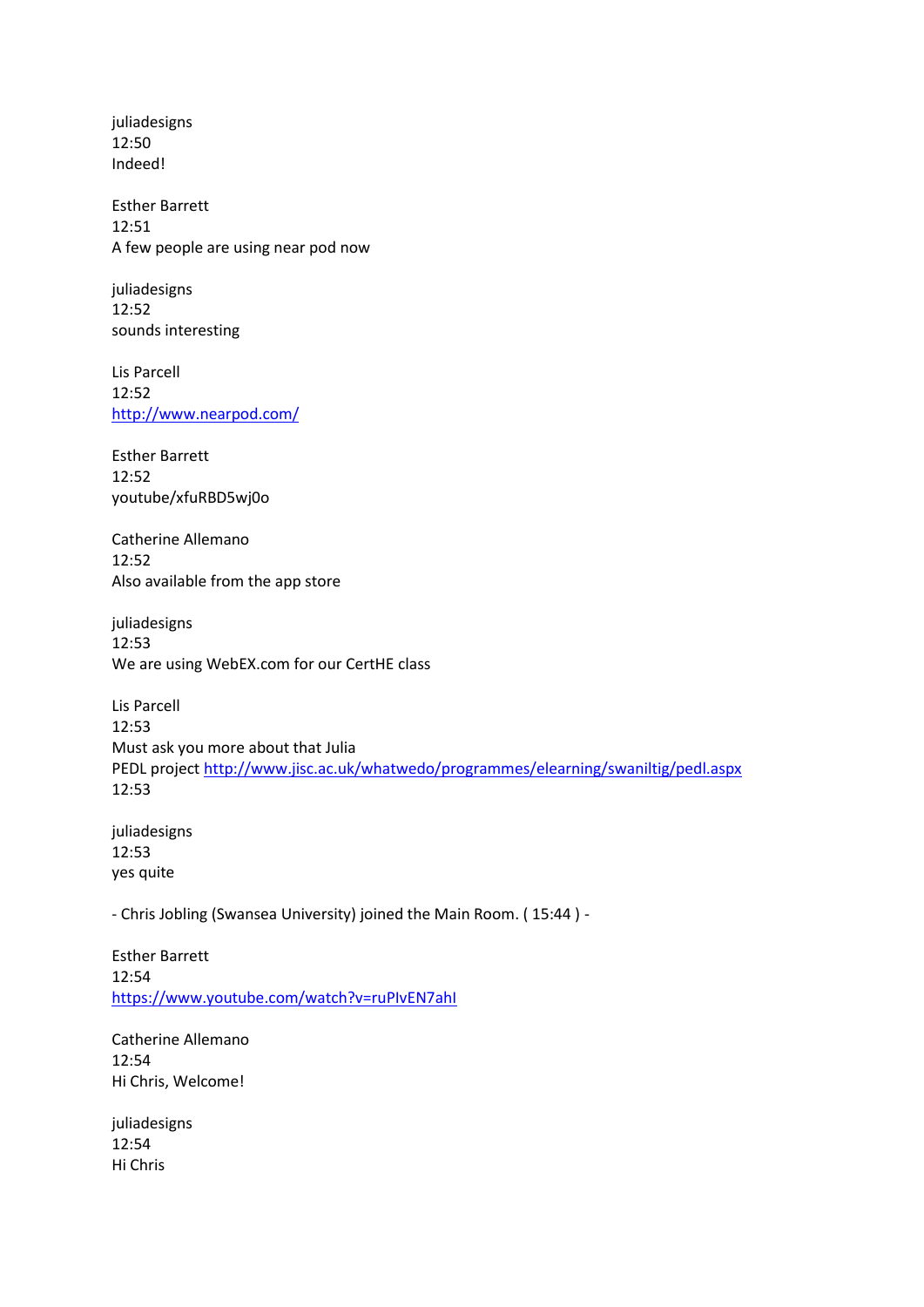juliadesigns
12:50
Indeed!

Esther Barrett
12:51
A few people are using near pod now

juliadesigns
12:52
sounds interesting

Lis Parcell
12:52
[http://www.nearpod.com/](http://www.nearpod.com/)

Esther Barrett
12:52
youtube/xfuRBD5wj0o

Catherine Allemano
12:52
Also available from the app store

juliadesigns
12:53
We are using WebEX.com for our CertHE class

Lis Parcell
12:53
Must ask you more about that Julia
PEDL project [http://www.jisc.ac.uk/whatwedo/programmes/elearning/swaniltig/pedl.aspx](http://www.jisc.ac.uk/whatwedo/programmes/elearning/swaniltig/pedl.aspx)
12:53

juliadesigns
12:53
yes quite

- Chris Jobling (Swansea University) joined the Main Room. ( 15:44 ) -

Esther Barrett
12:54
[https://www.youtube.com/watch?v=ruPIvEN7ahI](https://www.youtube.com/watch?v=ruPIvEN7ahI)

Catherine Allemano
12:54
Hi Chris, Welcome!

juliadesigns
12:54
Hi Chris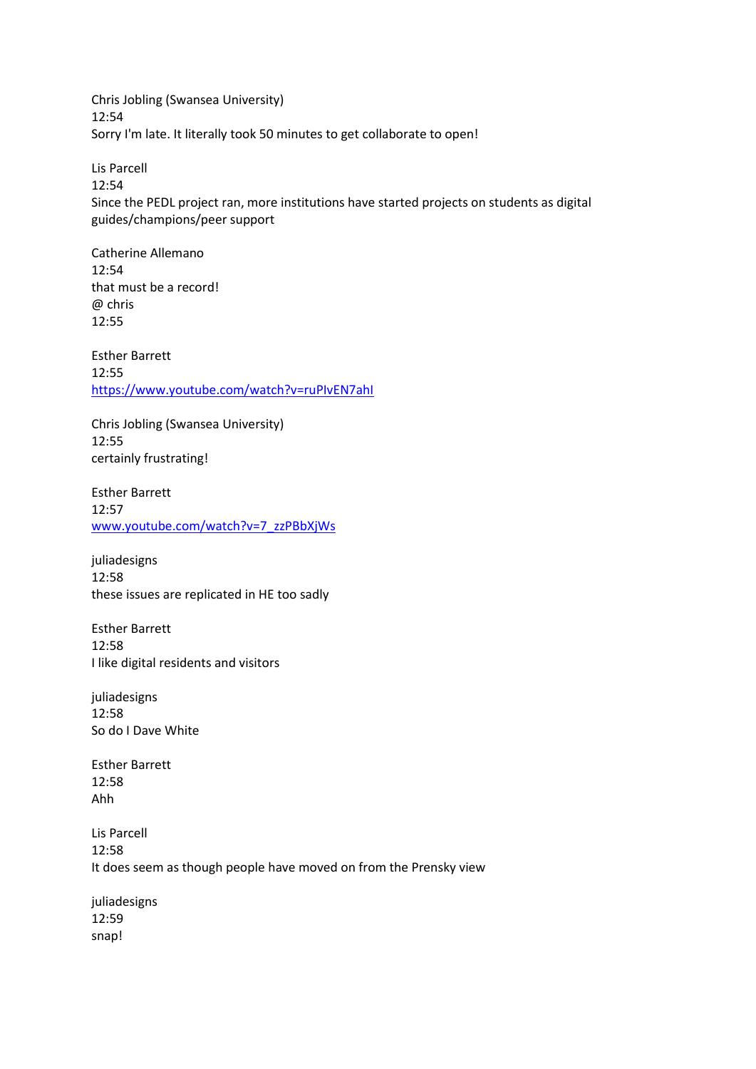Chris Jobling (Swansea University)
12:54
Sorry I'm late. It literally took 50 minutes to get collaborate to open!

Lis Parcell
12:54
Since the PEDL project ran, more institutions have started projects on students as digital guides/champions/peer support

Catherine Allemano
12:54
that must be a record!
@ chris
12:55

Esther Barrett
12:55
https://www.youtube.com/watch?v=ruPIvEN7ahI

Chris Jobling (Swansea University)
12:55
certainly frustrating!

Esther Barrett
12:57
www.youtube.com/watch?v=7_zzPBbXjWs

juliadesigns
12:58
these issues are replicated in HE too sadly

Esther Barrett
12:58
I like digital residents and visitors

juliadesigns
12:58
So do I Dave White

Esther Barrett
12:58
Ahh

Lis Parcell
12:58
It does seem as though people have moved on from the Prensky view

juliadesigns
12:59
snap!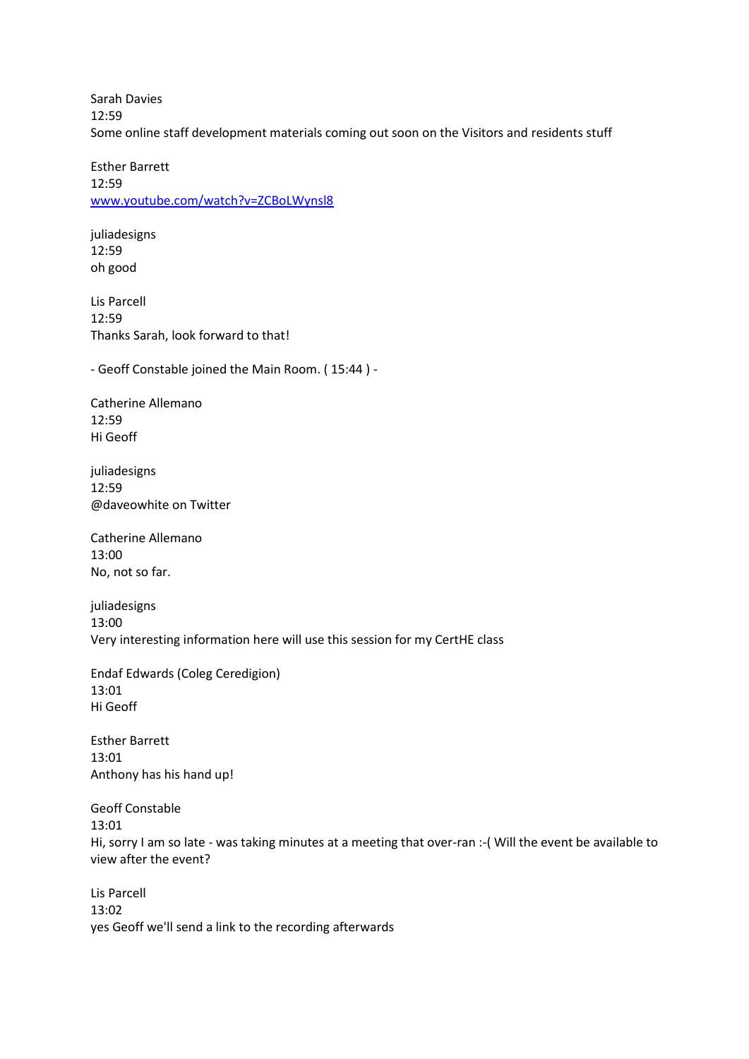Sarah Davies
12:59
Some online staff development materials coming out soon on the Visitors and residents stuff

Esther Barrett
12:59
[www.youtube.com/watch?v=ZCBoLWynsl8](www.youtube.com/watch?v=ZCBoLWynsl8)

juliadesigns
12:59
oh good

Lis Parcell
12:59
Thanks Sarah, look forward to that!

- Geoff Constable joined the Main Room. ( 15:44 ) -

Catherine Allemano
12:59
Hi Geoff

juliadesigns
12:59
@daveowhite on Twitter

Catherine Allemano
13:00
No, not so far.

juliadesigns
13:00
Very interesting information here will use this session for my CertHE class

Endaf Edwards (Coleg Ceredigion)
13:01
Hi Geoff

Esther Barrett
13:01
Anthony has his hand up!

Geoff Constable
13:01
Hi, sorry I am so late - was taking minutes at a meeting that over-ran :-( Will the event be available to view after the event?

Lis Parcell
13:02
yes Geoff we'll send a link to the recording afterwards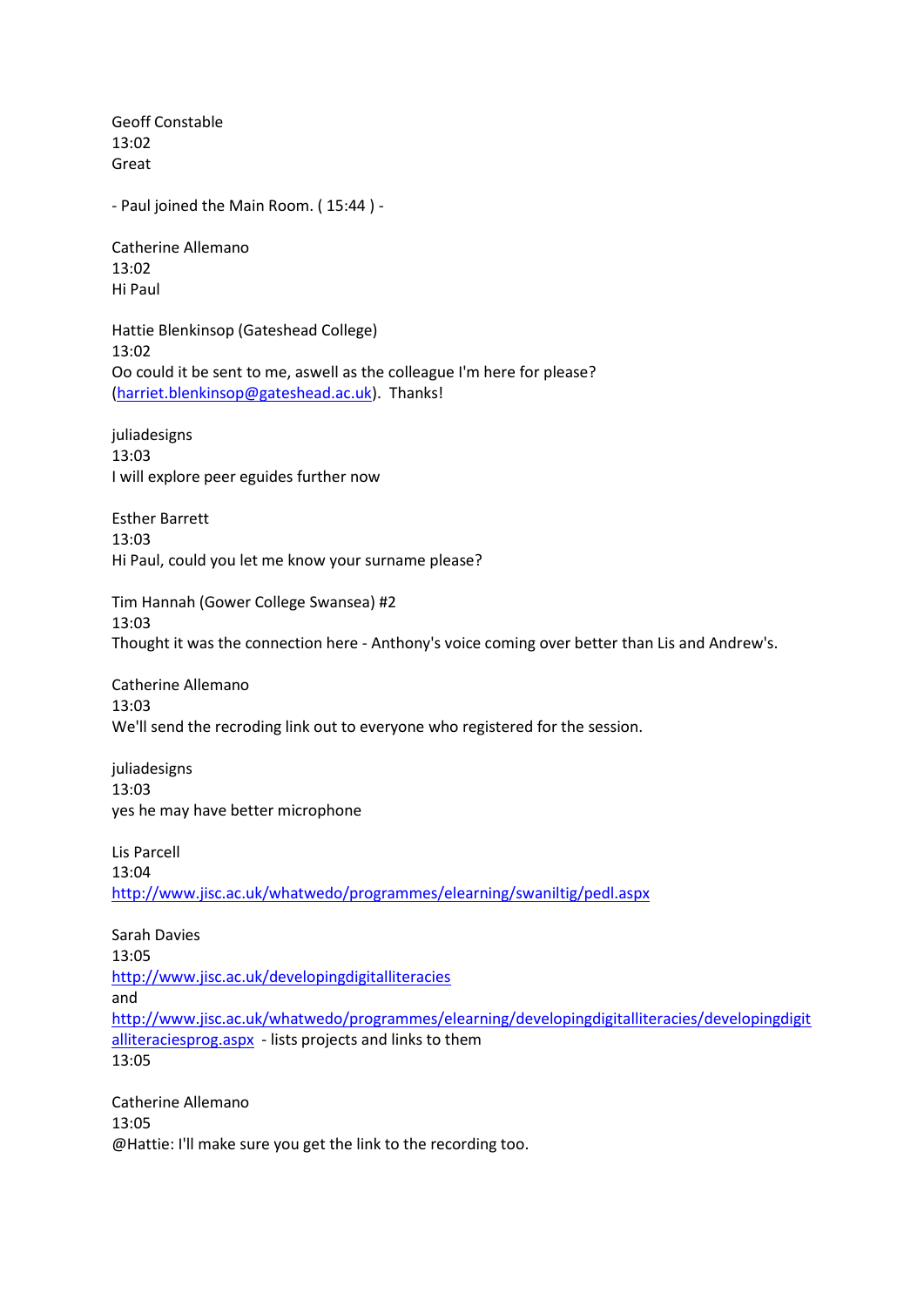Geoff Constable
13:02
Great

- Paul joined the Main Room. ( 15:44 ) -

Catherine Allemano
13:02
Hi Paul

Hattie Blenkinsop (Gateshead College)
13:02
Oo could it be sent to me, aswell as the colleague I'm here for please? (harriet.blenkinsop@gateshead.ac.uk). Thanks!

juliadesigns
13:03
I will explore peer eguides further now

Esther Barrett
13:03
Hi Paul, could you let me know your surname please?

Tim Hannah (Gower College Swansea) #2
13:03
Thought it was the connection here - Anthony's voice coming over better than Lis and Andrew's.

Catherine Allemano
13:03
We'll send the recroding link out to everyone who registered for the session.

juliadesigns
13:03
yes he may have better microphone

Lis Parcell
13:04
http://www.jisc.ac.uk/whatwedo/programmes/elearning/swaniltig/pedl.aspx

Sarah Davies
13:05
http://www.jisc.ac.uk/developingdigitalliteracies
and
http://www.jisc.ac.uk/whatwedo/programmes/elearning/developingdigitalliteracies/developingdigitalliteraciesprog.aspx - lists projects and links to them
13:05

Catherine Allemano
13:05
@Hattie: I'll make sure you get the link to the recording too.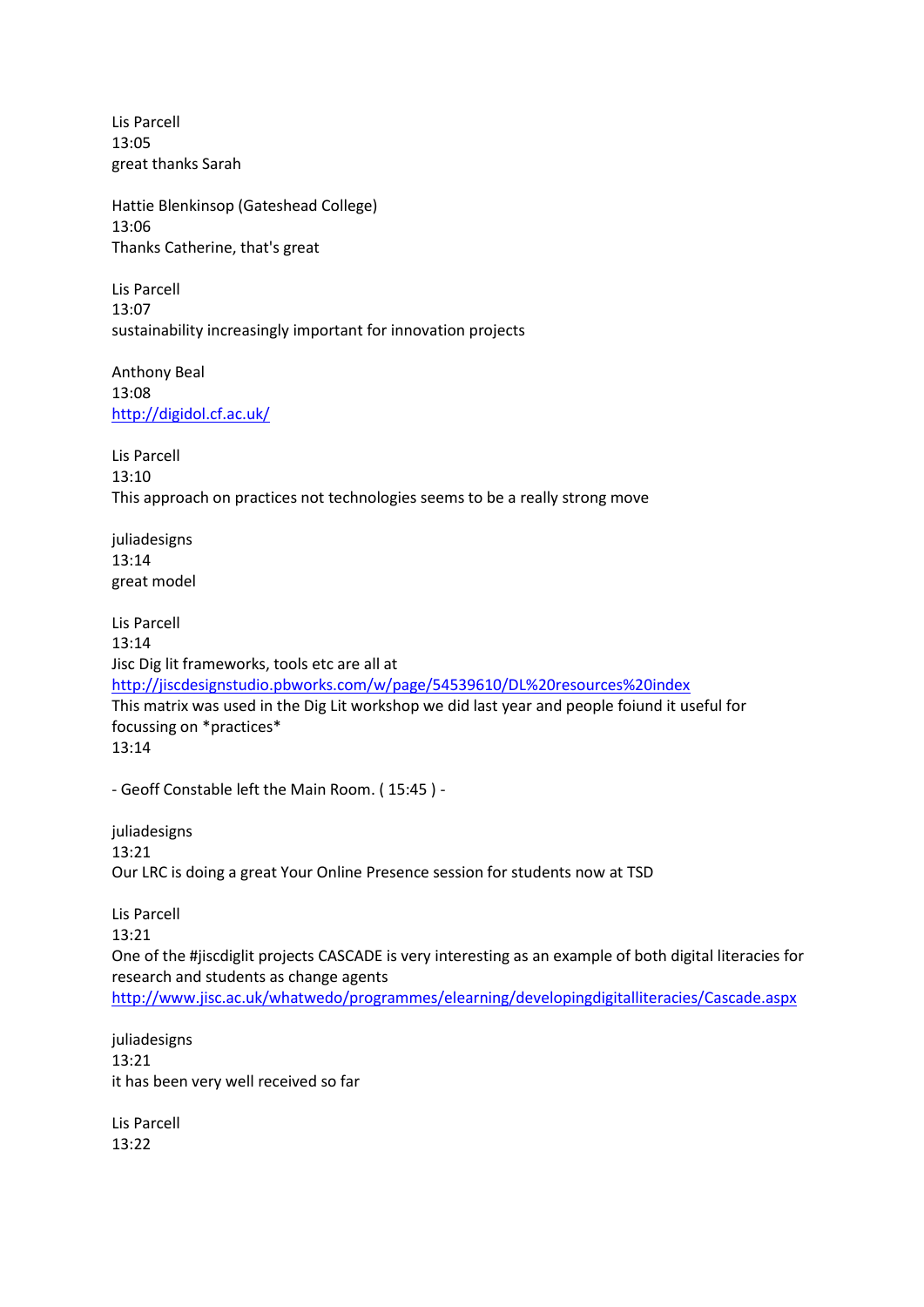Lis Parcell
13:05
great thanks Sarah

Hattie Blenkinsop (Gateshead College)
13:06
Thanks Catherine, that's great

Lis Parcell
13:07
sustainability increasingly important for innovation projects

Anthony Beal
13:08
http://digidol.cf.ac.uk/

Lis Parcell
13:10
This approach on practices not technologies seems to be a really strong move

juliadesigns
13:14
great model

Lis Parcell
13:14
Jisc Dig lit frameworks, tools etc are all at
http://jiscdesignstudio.pbworks.com/w/page/54539610/DL%20resources%20index
This matrix was used in the Dig Lit workshop we did last year and people foiund it useful for focussing on *practices*
13:14

- Geoff Constable left the Main Room. ( 15:45 ) -

juliadesigns
13:21
Our LRC is doing a great Your Online Presence session for students now at TSD

Lis Parcell
13:21
One of the #jiscdiglit projects CASCADE is very interesting as an example of both digital literacies for research and students as change agents
http://www.jisc.ac.uk/whatwedo/programmes/elearning/developingdigitalliteracies/Cascade.aspx

juliadesigns
13:21
it has been very well received so far

Lis Parcell
13:22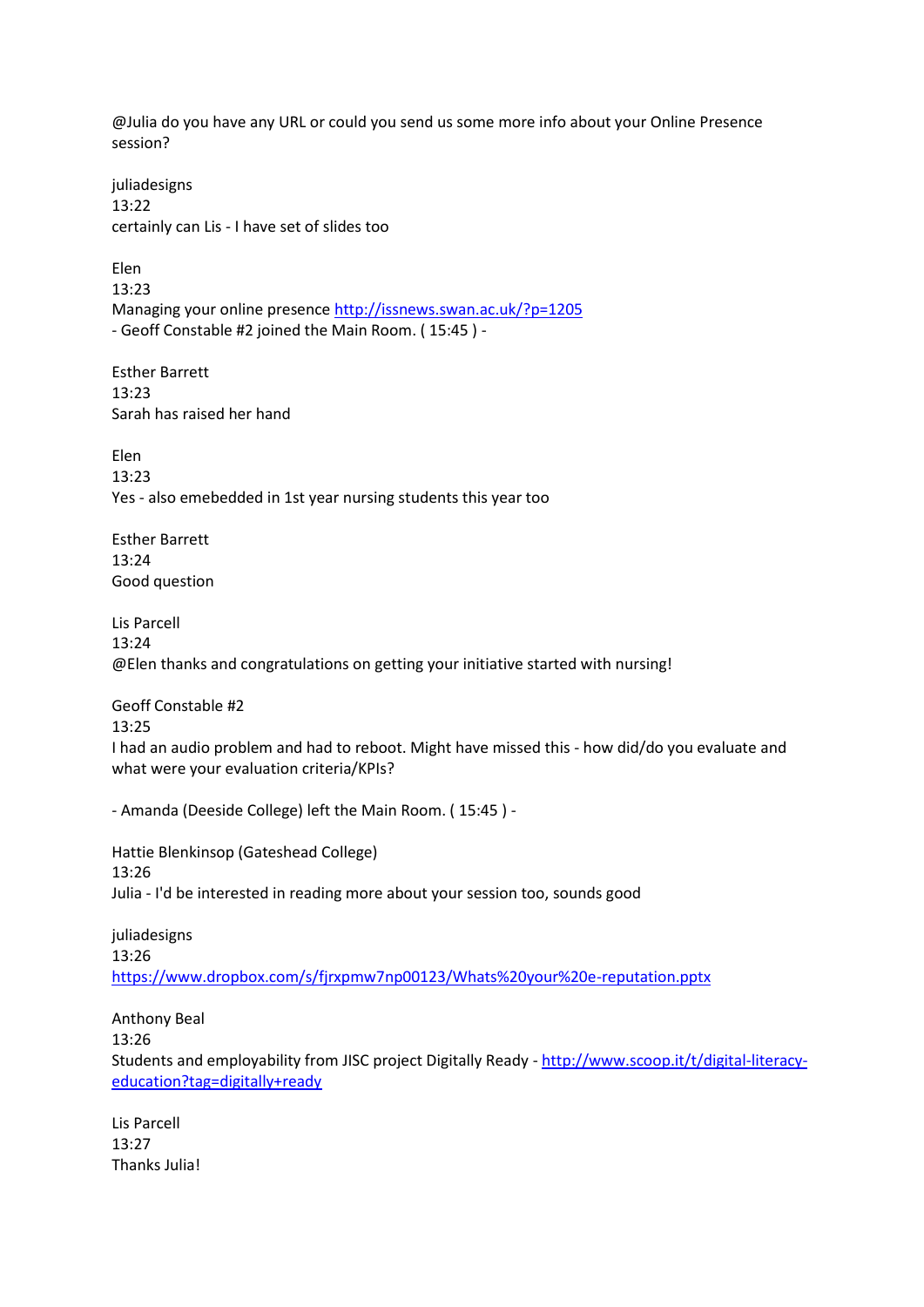@Julia do you have any URL or could you send us some more info about your Online Presence session?

juliadesigns
13:22
certainly can Lis - I have set of slides too

Elen
13:23
Managing your online presence http://issnews.swan.ac.uk/?p=1205
- Geoff Constable #2 joined the Main Room. ( 15:45 ) -

Esther Barrett
13:23
Sarah has raised her hand

Elen
13:23
Yes - also emebedded in 1st year nursing students this year too

Esther Barrett
13:24
Good question

Lis Parcell
13:24
@Elen thanks and congratulations on getting your initiative started with nursing!

Geoff Constable #2
13:25
I had an audio problem and had to reboot. Might have missed this - how did/do you evaluate and what were your evaluation criteria/KPIs?

- Amanda (Deeside College) left the Main Room. ( 15:45 ) -

Hattie Blenkinsop (Gateshead College)
13:26
Julia - I'd be interested in reading more about your session too, sounds good

juliadesigns
13:26
https://www.dropbox.com/s/fjrxpmw7np00123/Whats%20your%20e-reputation.pptx

Anthony Beal
13:26
Students and employability from JISC project Digitally Ready - http://www.scoop.it/t/digital-literacy-education?tag=digitally+ready

Lis Parcell
13:27
Thanks Julia!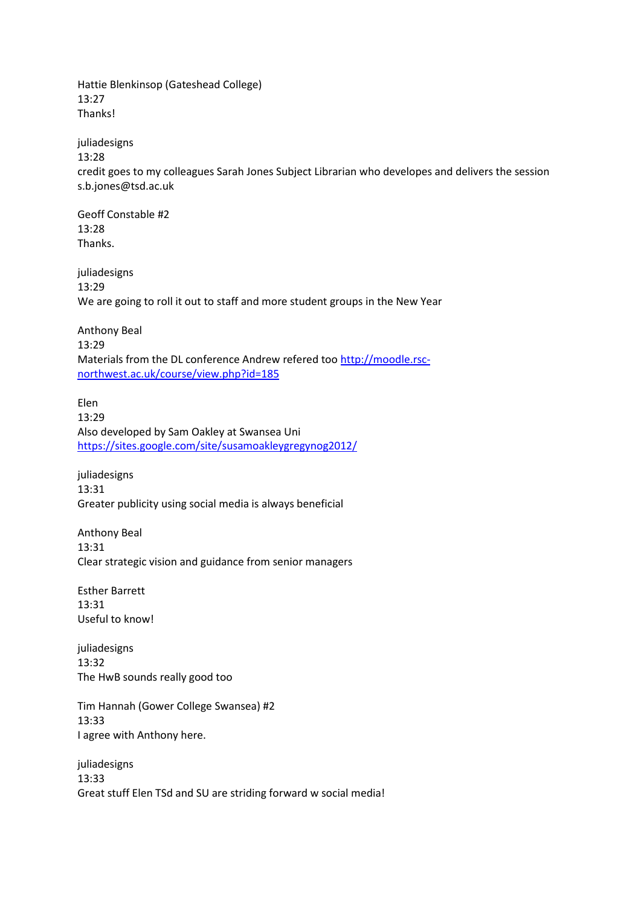Hattie Blenkinsop (Gateshead College)
13:27
Thanks!

juliadesigns
13:28
credit goes to my colleagues Sarah Jones Subject Librarian who developes and delivers the session s.b.jones@tsd.ac.uk

Geoff Constable #2
13:28
Thanks.

juliadesigns
13:29
We are going to roll it out to staff and more student groups in the New Year

Anthony Beal
13:29
Materials from the DL conference Andrew refered too [http://moodle.rsc-northwest.ac.uk/course/view.php?id=185](http://moodle.rsc-northwest.ac.uk/course/view.php?id=185)

Elen
13:29
Also developed by Sam Oakley at Swansea Uni
[https://sites.google.com/site/susamoakleygregynog2012/](https://sites.google.com/site/susamoakleygregynog2012/)

juliadesigns
13:31
Greater publicity using social media is always beneficial

Anthony Beal
13:31
Clear strategic vision and guidance from senior managers

Esther Barrett
13:31
Useful to know!

juliadesigns
13:32
The HwB sounds really good too

Tim Hannah (Gower College Swansea) #2
13:33
I agree with Anthony here.

juliadesigns
13:33
Great stuff Elen TSd and SU are striding forward w social media!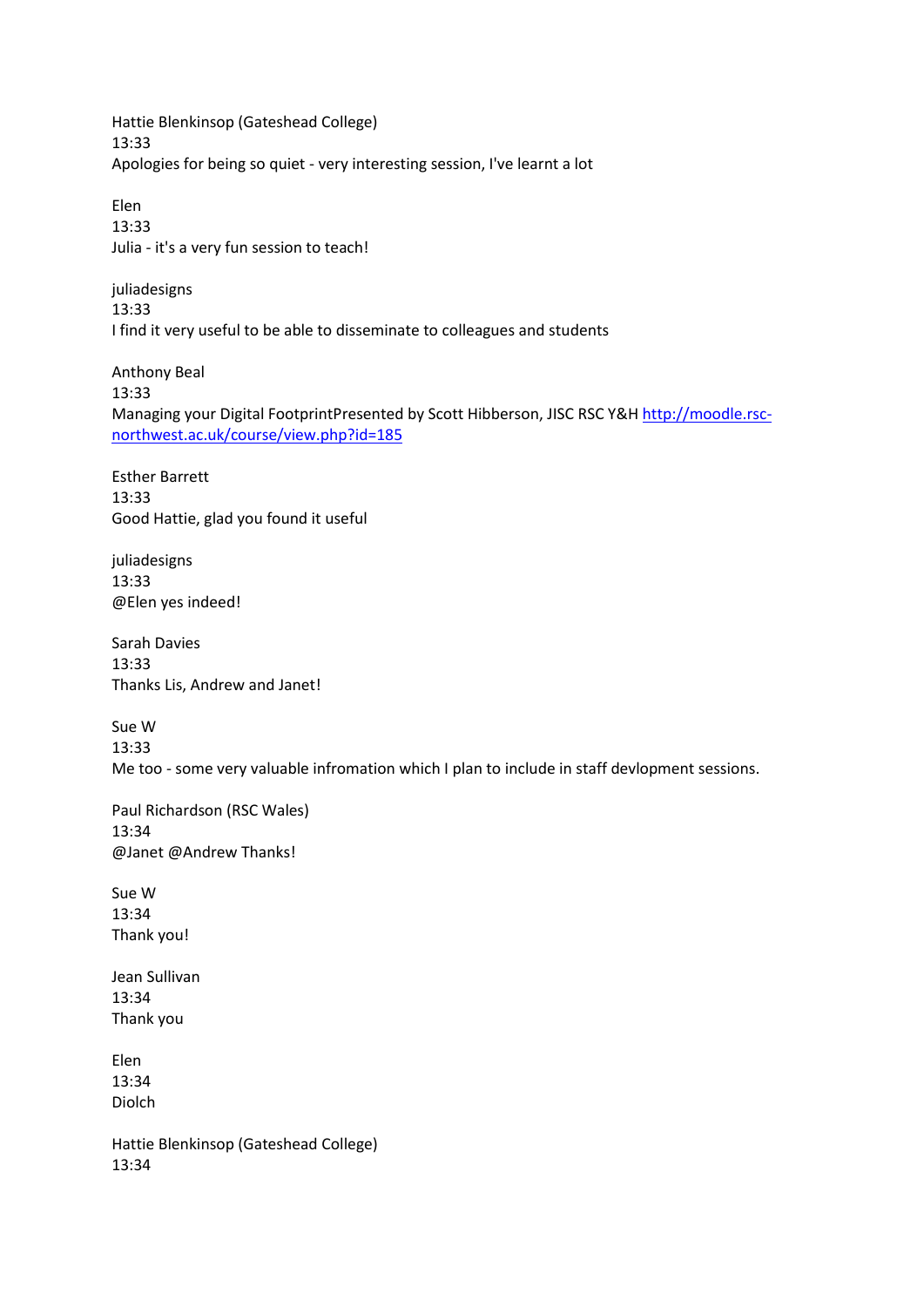Hattie Blenkinsop (Gateshead College)
13:33
Apologies for being so quiet - very interesting session, I've learnt a lot

Elen
13:33
Julia - it's a very fun session to teach!

juliadesigns
13:33
I find it very useful to be able to disseminate to colleagues and students

Anthony Beal
13:33
Managing your Digital FootprintPresented by Scott Hibberson, JISC RSC Y&H http://moodle.rsc-northwest.ac.uk/course/view.php?id=185

Esther Barrett
13:33
Good Hattie, glad you found it useful

juliadesigns
13:33
@Elen yes indeed!

Sarah Davies
13:33
Thanks Lis, Andrew and Janet!

Sue W
13:33
Me too - some very valuable infromation which I plan to include in staff devlopment sessions.

Paul Richardson (RSC Wales)
13:34
@Janet @Andrew Thanks!

Sue W
13:34
Thank you!

Jean Sullivan
13:34
Thank you

Elen
13:34
Diolch

Hattie Blenkinsop (Gateshead College)
13:34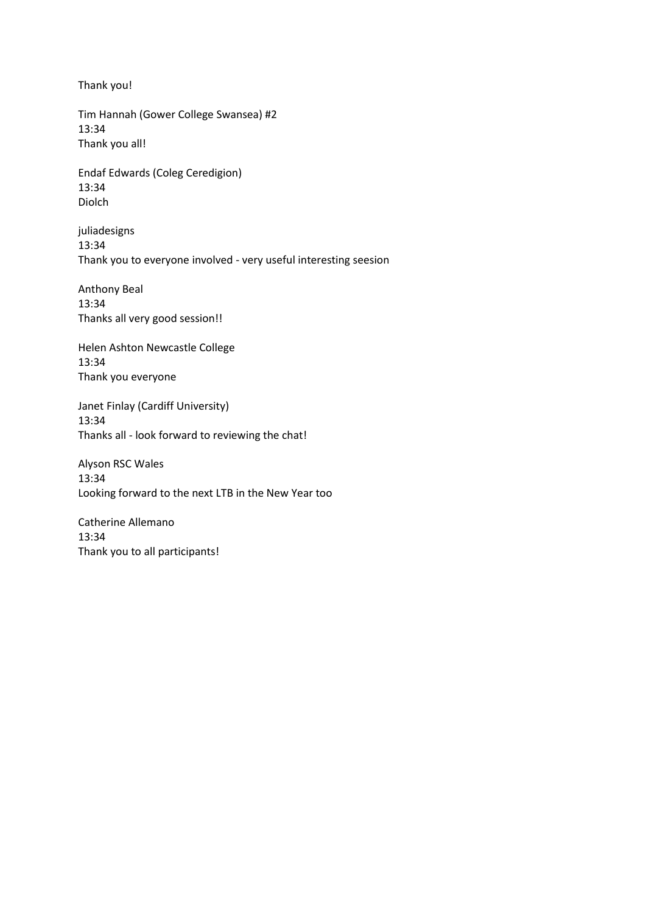Thank you!

Tim Hannah (Gower College Swansea) #2
13:34
Thank you all!

Endaf Edwards (Coleg Ceredigion)
13:34
Diolch

juliadesigns
13:34
Thank you to everyone involved - very useful interesting seesion

Anthony Beal
13:34
Thanks all very good session!!

Helen Ashton Newcastle College
13:34
Thank you everyone

Janet Finlay (Cardiff University)
13:34
Thanks all - look forward to reviewing the chat!

Alyson RSC Wales
13:34
Looking forward to the next LTB in the New Year too

Catherine Allemano
13:34
Thank you to all participants!